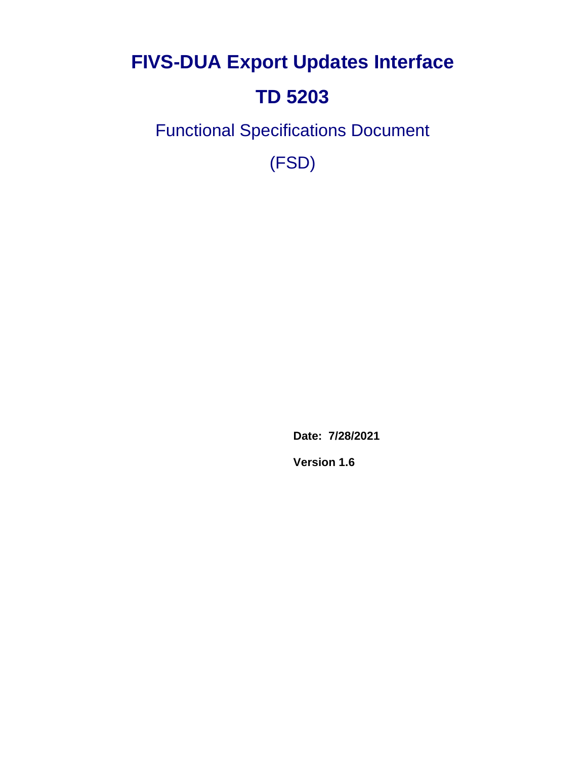# FIVS-DUA Export Updates Interface

# TD 5203

## Functional Specifications Document

## (FSD)

**Date: 7/28/2021**

**Version 1.6**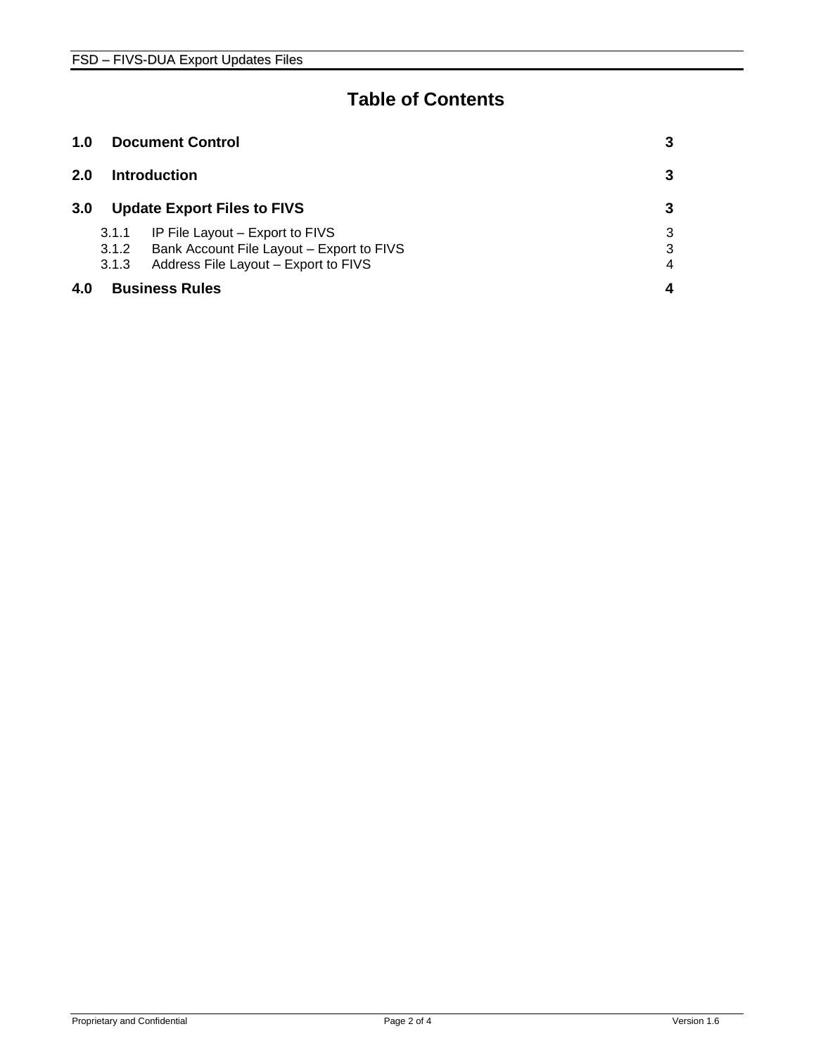# Table of Contents

| | | |
|---|---|---|
| **1.0** | **Document Control** | **3** |
| **2.0** | **Introduction** | **3** |
| **3.0** | **Update Export Files to FIVS** | **3** |
| 3.1.1 | IP File Layout – Export to FIVS | 3 |
| 3.1.2 | Bank Account File Layout – Export to FIVS | 3 |
| 3.1.3 | Address File Layout – Export to FIVS | 4 |
| **4.0** | **Business Rules** | **4** |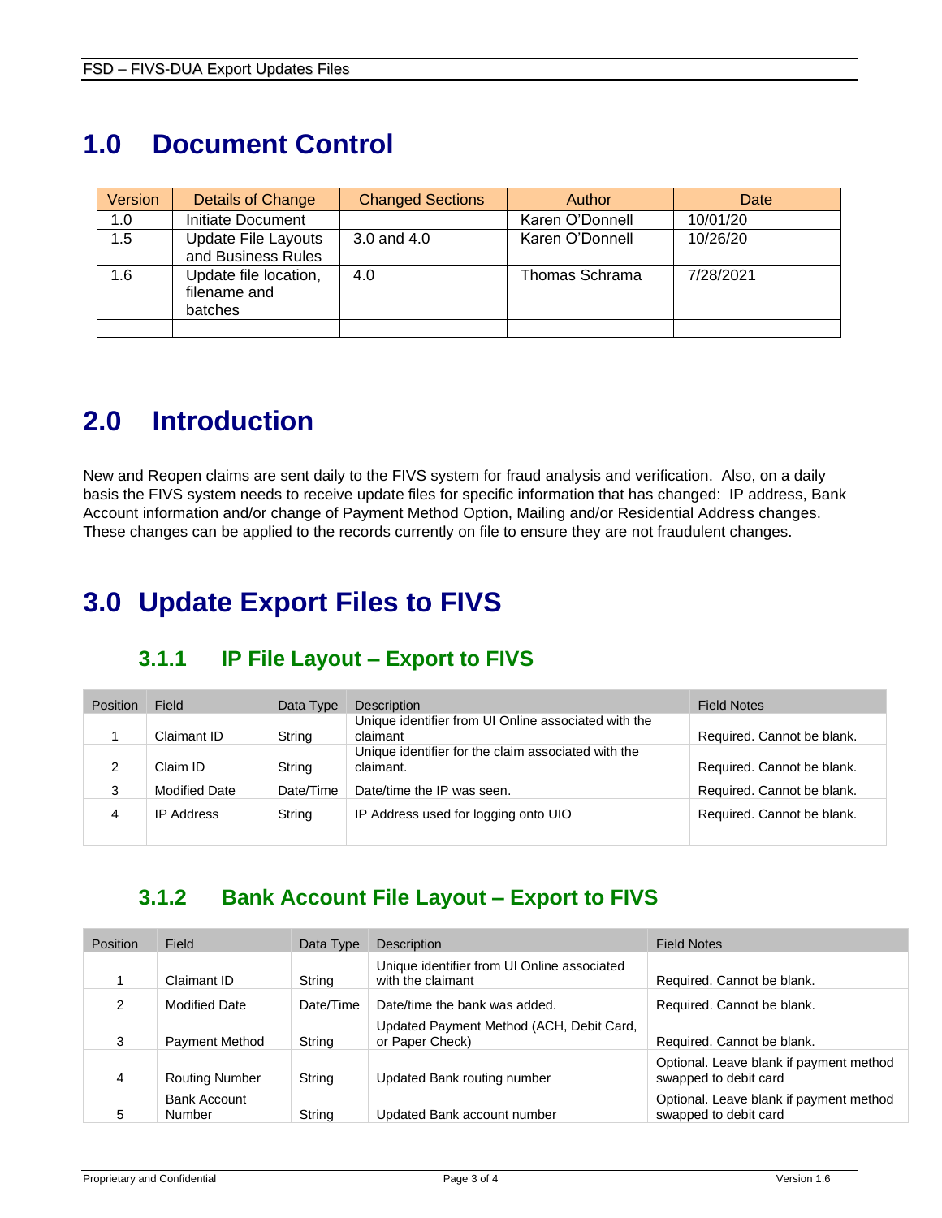# 1.0 Document Control

| Version | Details of Change | Changed Sections | Author | Date |
|---|---|---|---|---|
| 1.0 | Initiate Document | | Karen O'Donnell | 10/01/20 |
| 1.5 | Update File Layouts and Business Rules | 3.0 and 4.0 | Karen O'Donnell | 10/26/20 |
| 1.6 | Update file location, filename and batches | 4.0 | Thomas Schrama | 7/28/2021 |
| | | | | |

# 2.0 Introduction

New and Reopen claims are sent daily to the FIVS system for fraud analysis and verification. Also, on a daily basis the FIVS system needs to receive update files for specific information that has changed: IP address, Bank Account information and/or change of Payment Method Option, Mailing and/or Residential Address changes. These changes can be applied to the records currently on file to ensure they are not fraudulent changes.

# 3.0 Update Export Files to FIVS

### 3.1.1 IP File Layout – Export to FIVS

| Position | Field | Data Type | Description | Field Notes |
|---|---|---|---|---|
| 1 | Claimant ID | String | Unique identifier from UI Online associated with the claimant | Required. Cannot be blank. |
| 2 | Claim ID | String | Unique identifier for the claim associated with the claimant. | Required. Cannot be blank. |
| 3 | Modified Date | Date/Time | Date/time the IP was seen. | Required. Cannot be blank. |
| 4 | IP Address | String | IP Address used for logging onto UIO | Required. Cannot be blank. |

### 3.1.2 Bank Account File Layout – Export to FIVS

| Position | Field | Data Type | Description | Field Notes |
|---|---|---|---|---|
| 1 | Claimant ID | String | Unique identifier from UI Online associated with the claimant | Required. Cannot be blank. |
| 2 | Modified Date | Date/Time | Date/time the bank was added. | Required. Cannot be blank. |
| 3 | Payment Method | String | Updated Payment Method (ACH, Debit Card, or Paper Check) | Required. Cannot be blank. |
| 4 | Routing Number | String | Updated Bank routing number | Optional. Leave blank if payment method swapped to debit card |
| 5 | Bank Account Number | String | Updated Bank account number | Optional. Leave blank if payment method swapped to debit card |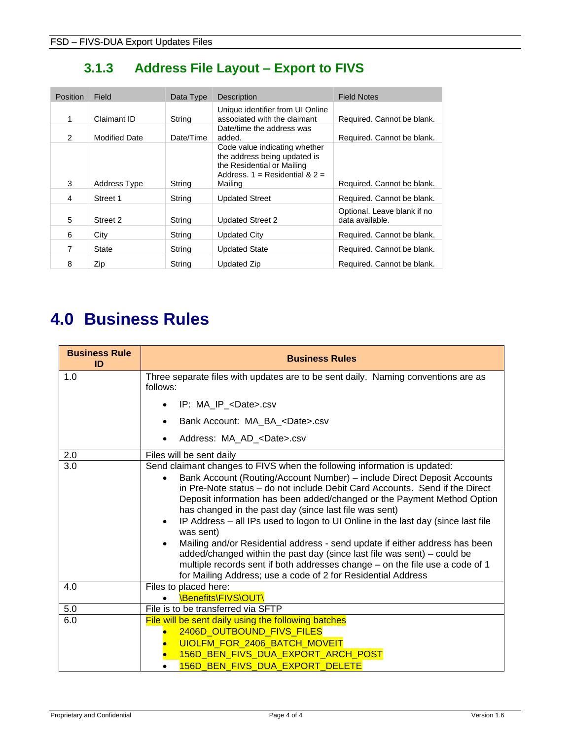### 3.1.3 Address File Layout – Export to FIVS

| Position | Field | Data Type | Description | Field Notes |
|---|---|---|---|---|
| 1 | Claimant ID | String | Unique identifier from UI Online associated with the claimant | Required. Cannot be blank. |
| 2 | Modified Date | Date/Time | Date/time the address was added. | Required. Cannot be blank. |
| 3 | Address Type | String | Code value indicating whether the address being updated is the Residential or Mailing Address. 1 = Residential & 2 = Mailing | Required. Cannot be blank. |
| 4 | Street 1 | String | Updated Street | Required. Cannot be blank. |
| 5 | Street 2 | String | Updated Street 2 | Optional. Leave blank if no data available. |
| 6 | City | String | Updated City | Required. Cannot be blank. |
| 7 | State | String | Updated State | Required. Cannot be blank. |
| 8 | Zip | String | Updated Zip | Required. Cannot be blank. |

# 4.0 Business Rules

| Business Rule ID | Business Rules |
|---|---|
| 1.0 | Three separate files with updates are to be sent daily. Naming conventions are as follows:<br>• IP: MA_IP_<Date>.csv<br>• Bank Account: MA_BA_<Date>.csv<br>• Address: MA_AD_<Date>.csv |
| 2.0 | Files will be sent daily |
| 3.0 | Send claimant changes to FIVS when the following information is updated:<br>• Bank Account (Routing/Account Number) – include Direct Deposit Accounts in Pre-Note status – do not include Debit Card Accounts. Send if the Direct Deposit information has been added/changed or the Payment Method Option has changed in the past day (since last file was sent)<br>• IP Address – all IPs used to logon to UI Online in the last day (since last file was sent)<br>• Mailing and/or Residential address - send update if either address has been added/changed within the past day (since last file was sent) – could be multiple records sent if both addresses change – on the file use a code of 1 for Mailing Address; use a code of 2 for Residential Address |
| 4.0 | Files to placed here:<br>• \Benefits\FIVS\OUT\ |
| 5.0 | File is to be transferred via SFTP |
| 6.0 | File will be sent daily using the following batches<br>• 2406D_OUTBOUND_FIVS_FILES<br>• UIOLFM_FOR_2406_BATCH_MOVEIT<br>• 156D_BEN_FIVS_DUA_EXPORT_ARCH_POST<br>• 156D_BEN_FIVS_DUA_EXPORT_DELETE |